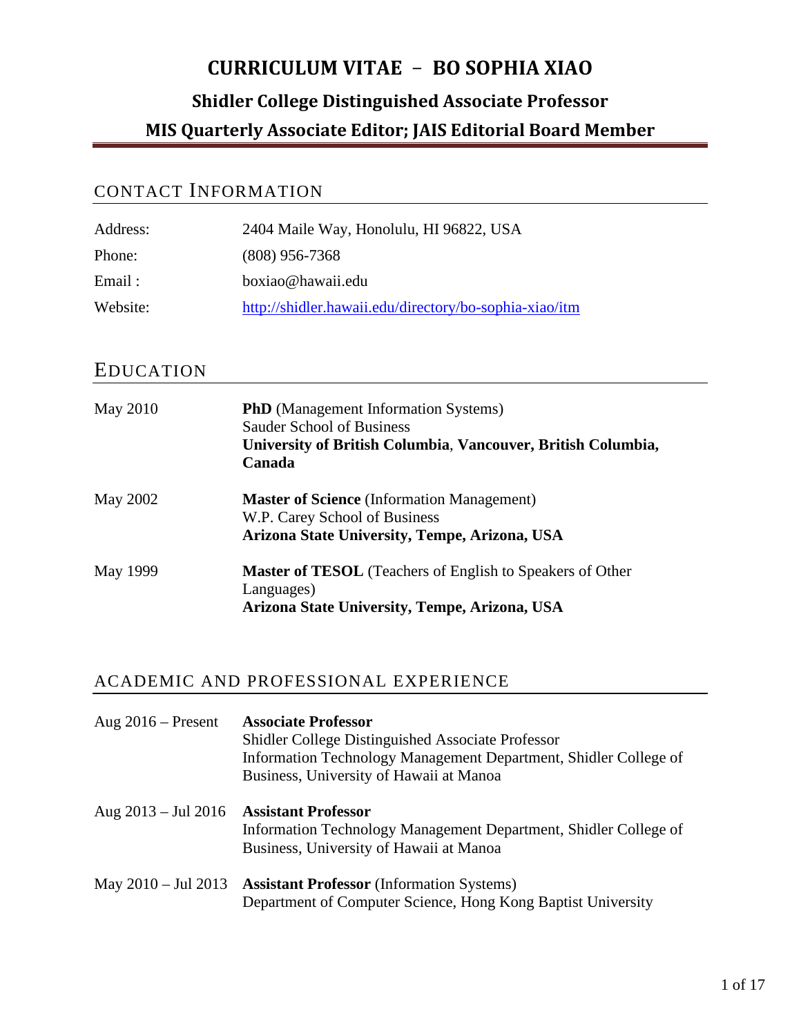# CURRICULUM VITAE – BO SOPHIA XIAO

## Shidler College Distinguished Associate Professor

## MIS Quarterly Associate Editor; JAIS Editorial Board Member

## CONTACT INFORMATION

| | |
|---|---|
| Address: | 2404 Maile Way, Honolulu, HI 96822, USA |
| Phone: | (808) 956-7368 |
| Email : | boxiao@hawaii.edu |
| Website: | http://shidler.hawaii.edu/directory/bo-sophia-xiao/itm |

## EDUCATION

| | |
|---|---|
| May 2010 | **PhD** (Management Information Systems)<br>Sauder School of Business<br>**University of British Columbia**, **Vancouver, British Columbia, Canada** |
| May 2002 | **Master of Science** (Information Management)<br>W.P. Carey School of Business<br>**Arizona State University, Tempe, Arizona, USA** |
| May 1999 | **Master of TESOL** (Teachers of English to Speakers of Other Languages)<br>**Arizona State University, Tempe, Arizona, USA** |

## ACADEMIC AND PROFESSIONAL EXPERIENCE

| | |
|---|---|
| Aug 2016 – Present | **Associate Professor**<br>Shidler College Distinguished Associate Professor<br>Information Technology Management Department, Shidler College of Business, University of Hawaii at Manoa |
| Aug 2013 – Jul 2016 | **Assistant Professor**<br>Information Technology Management Department, Shidler College of Business, University of Hawaii at Manoa |
| May 2010 – Jul 2013 | **Assistant Professor** (Information Systems)<br>Department of Computer Science, Hong Kong Baptist University |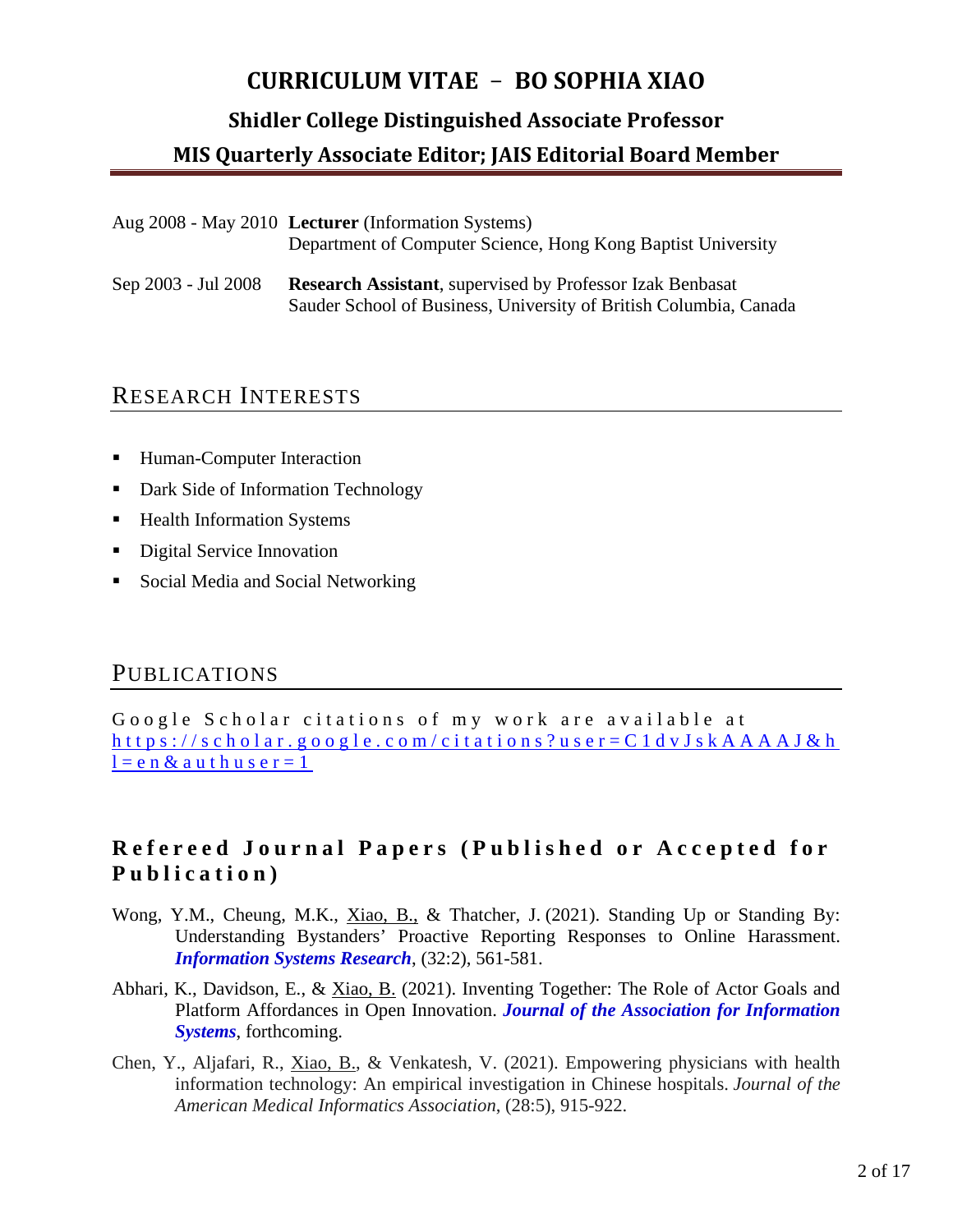# CURRICULUM VITAE – BO SOPHIA XIAO

## Shidler College Distinguished Associate Professor

## MIS Quarterly Associate Editor; JAIS Editorial Board Member

Aug 2008 - May 2010 **Lecturer** (Information Systems)
Department of Computer Science, Hong Kong Baptist University

Sep 2003 - Jul 2008 **Research Assistant**, supervised by Professor Izak Benbasat
Sauder School of Business, University of British Columbia, Canada

## RESEARCH INTERESTS

- Human-Computer Interaction
- Dark Side of Information Technology
- Health Information Systems
- Digital Service Innovation
- Social Media and Social Networking

## PUBLICATIONS

Google Scholar citations of my work are available at https://scholar.google.com/citations?user=C1dvJskAAAAJ&hl=en&authuser=1

### Refereed Journal Papers (Published or Accepted for Publication)

Wong, Y.M., Cheung, M.K., Xiao, B., & Thatcher, J. (2021). Standing Up or Standing By: Understanding Bystanders' Proactive Reporting Responses to Online Harassment. ***Information Systems Research***, (32:2), 561-581.

Abhari, K., Davidson, E., & Xiao, B. (2021). Inventing Together: The Role of Actor Goals and Platform Affordances in Open Innovation. ***Journal of the Association for Information Systems***, forthcoming.

Chen, Y., Aljafari, R., Xiao, B., & Venkatesh, V. (2021). Empowering physicians with health information technology: An empirical investigation in Chinese hospitals. *Journal of the American Medical Informatics Association*, (28:5), 915-922.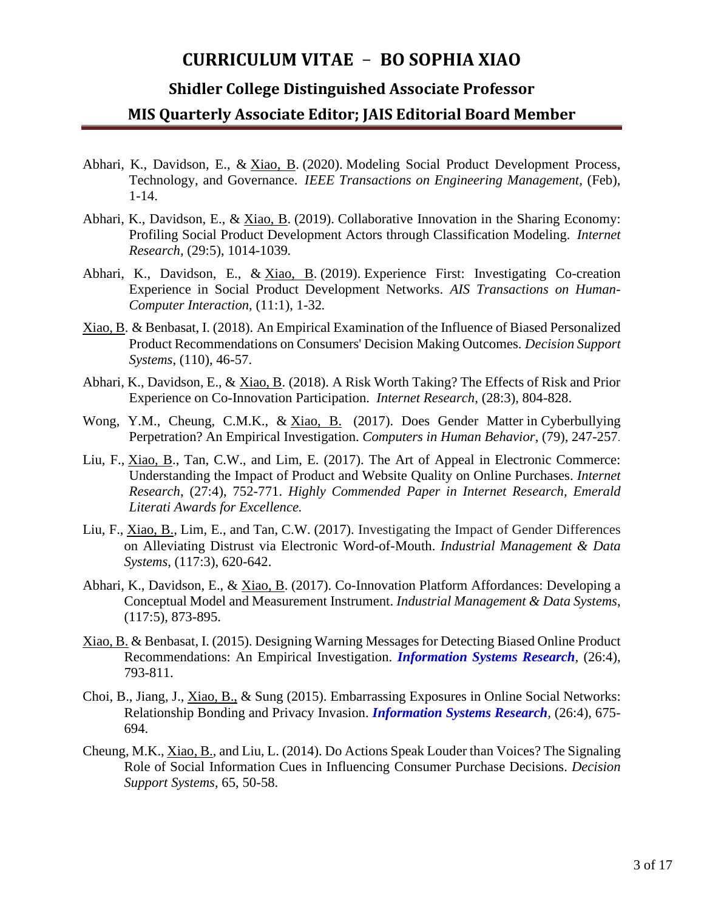# CURRICULUM VITAE – BO SOPHIA XIAO

## Shidler College Distinguished Associate Professor

## MIS Quarterly Associate Editor; JAIS Editorial Board Member

Abhari, K., Davidson, E., & <u>Xiao, B</u>. (2020). Modeling Social Product Development Process, Technology, and Governance. *IEEE Transactions on Engineering Management*, (Feb), 1-14.

Abhari, K., Davidson, E., & <u>Xiao, B</u>. (2019). Collaborative Innovation in the Sharing Economy: Profiling Social Product Development Actors through Classification Modeling. *Internet Research*, (29:5), 1014-1039.

Abhari, K., Davidson, E., & <u>Xiao, B</u>. (2019). Experience First: Investigating Co-creation Experience in Social Product Development Networks. *AIS Transactions on Human-Computer Interaction*, (11:1), 1-32.

<u>Xiao, B</u>. & Benbasat, I. (2018). An Empirical Examination of the Influence of Biased Personalized Product Recommendations on Consumers' Decision Making Outcomes. *Decision Support Systems*, (110), 46-57.

Abhari, K., Davidson, E., & <u>Xiao, B</u>. (2018). A Risk Worth Taking? The Effects of Risk and Prior Experience on Co-Innovation Participation. *Internet Research*, (28:3), 804-828.

Wong, Y.M., Cheung, C.M.K., & <u>Xiao, B.</u> (2017). Does Gender Matter in Cyberbullying Perpetration? An Empirical Investigation. *Computers in Human Behavior*, (79), 247-257.

Liu, F., <u>Xiao, B</u>., Tan, C.W., and Lim, E. (2017). The Art of Appeal in Electronic Commerce: Understanding the Impact of Product and Website Quality on Online Purchases. *Internet Research*, (27:4), 752-771. *Highly Commended Paper in Internet Research, Emerald Literati Awards for Excellence.*

Liu, F., <u>Xiao, B.</u>, Lim, E., and Tan, C.W. (2017). Investigating the Impact of Gender Differences on Alleviating Distrust via Electronic Word-of-Mouth. *Industrial Management & Data Systems*, (117:3), 620-642.

Abhari, K., Davidson, E., & <u>Xiao, B</u>. (2017). Co-Innovation Platform Affordances: Developing a Conceptual Model and Measurement Instrument. *Industrial Management & Data Systems*, (117:5), 873-895.

<u>Xiao, B.</u> & Benbasat, I. (2015). Designing Warning Messages for Detecting Biased Online Product Recommendations: An Empirical Investigation. ***Information Systems Research***, (26:4), 793-811.

Choi, B., Jiang, J., <u>Xiao, B.</u>, & Sung (2015). Embarrassing Exposures in Online Social Networks: Relationship Bonding and Privacy Invasion. ***Information Systems Research***, (26:4), 675-694.

Cheung, M.K., <u>Xiao, B.</u>, and Liu, L. (2014). Do Actions Speak Louder than Voices? The Signaling Role of Social Information Cues in Influencing Consumer Purchase Decisions. *Decision Support Systems*, 65, 50-58.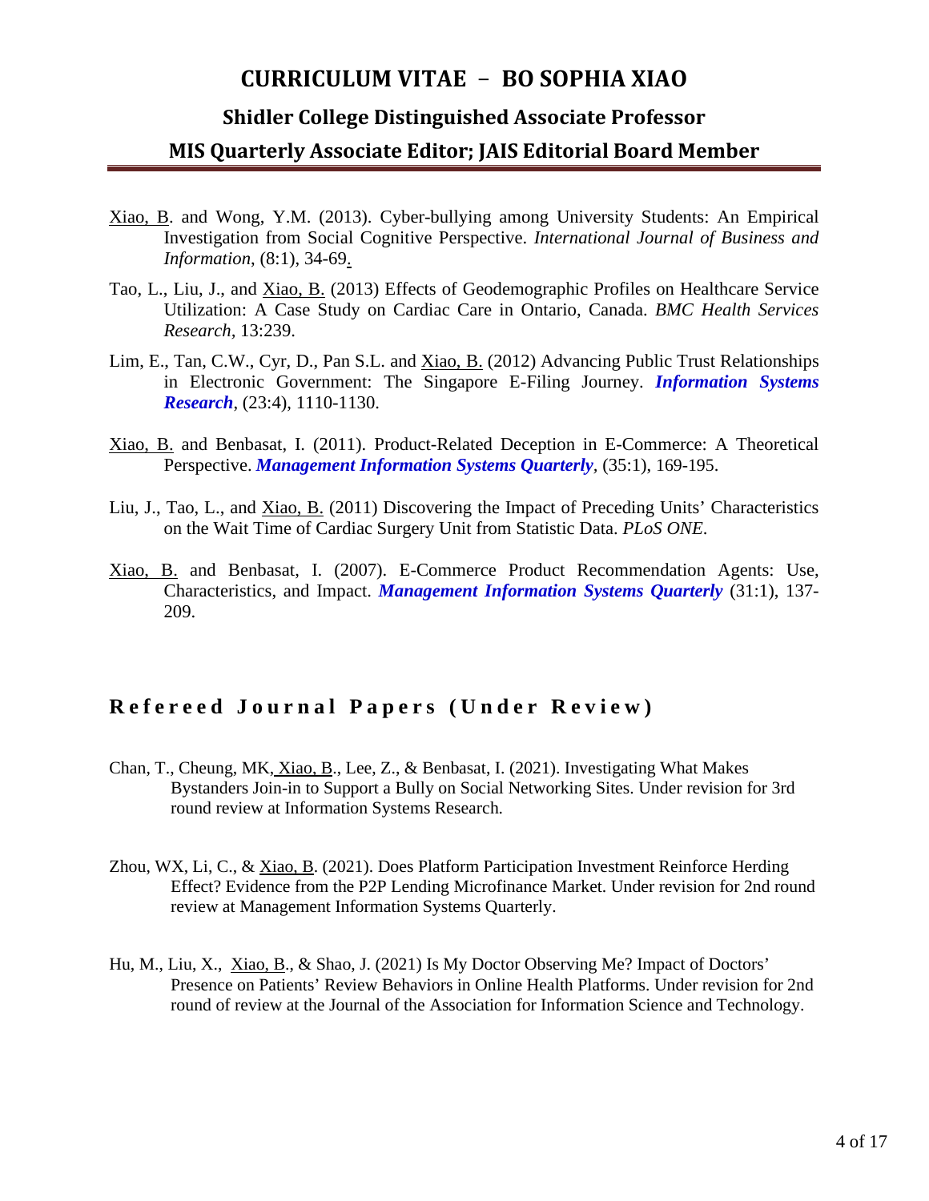Xiao, B. and Wong, Y.M. (2013). Cyber-bullying among University Students: An Empirical Investigation from Social Cognitive Perspective. *International Journal of Business and Information*, (8:1), 34-69.

Tao, L., Liu, J., and Xiao, B. (2013) Effects of Geodemographic Profiles on Healthcare Service Utilization: A Case Study on Cardiac Care in Ontario, Canada. *BMC Health Services Research*, 13:239.

Lim, E., Tan, C.W., Cyr, D., Pan S.L. and Xiao, B. (2012) Advancing Public Trust Relationships in Electronic Government: The Singapore E-Filing Journey. ***Information Systems Research***, (23:4), 1110-1130.

Xiao, B. and Benbasat, I. (2011). Product-Related Deception in E-Commerce: A Theoretical Perspective. ***Management Information Systems Quarterly***, (35:1), 169-195.

Liu, J., Tao, L., and Xiao, B. (2011) Discovering the Impact of Preceding Units' Characteristics on the Wait Time of Cardiac Surgery Unit from Statistic Data. *PLoS ONE*.

Xiao, B. and Benbasat, I. (2007). E-Commerce Product Recommendation Agents: Use, Characteristics, and Impact. ***Management Information Systems Quarterly*** (31:1), 137-209.

## Refereed Journal Papers (Under Review)

Chan, T., Cheung, MK, Xiao, B., Lee, Z., & Benbasat, I. (2021). Investigating What Makes Bystanders Join-in to Support a Bully on Social Networking Sites. Under revision for 3rd round review at Information Systems Research.

Zhou, WX, Li, C., & Xiao, B. (2021). Does Platform Participation Investment Reinforce Herding Effect? Evidence from the P2P Lending Microfinance Market. Under revision for 2nd round review at Management Information Systems Quarterly.

Hu, M., Liu, X., Xiao, B., & Shao, J. (2021) Is My Doctor Observing Me? Impact of Doctors' Presence on Patients' Review Behaviors in Online Health Platforms. Under revision for 2nd round of review at the Journal of the Association for Information Science and Technology.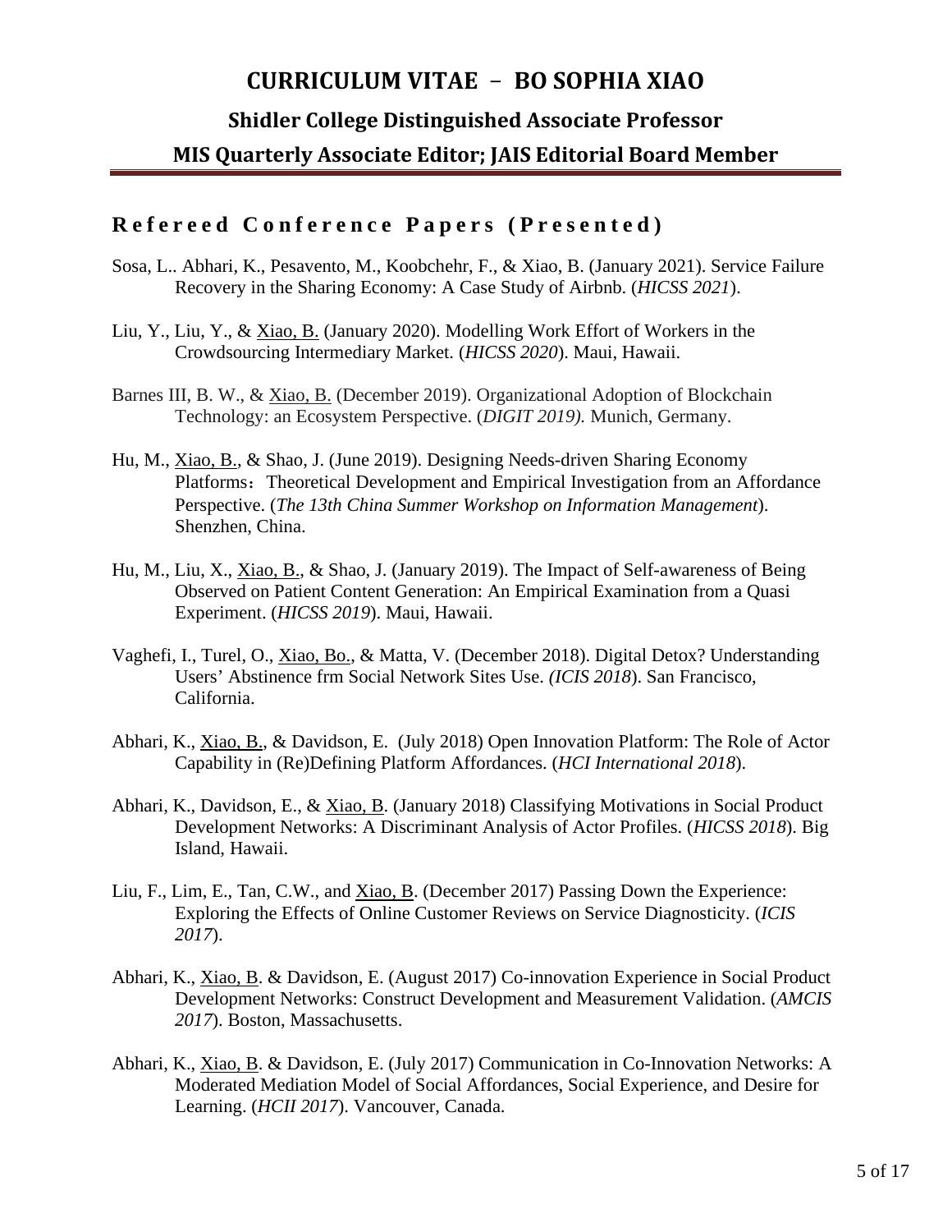# CURRICULUM VITAE – BO SOPHIA XIAO

## Shidler College Distinguished Associate Professor

## MIS Quarterly Associate Editor; JAIS Editorial Board Member

### Refereed Conference Papers (Presented)

Sosa, L.. Abhari, K., Pesavento, M., Koobchehr, F., & Xiao, B. (January 2021). Service Failure Recovery in the Sharing Economy: A Case Study of Airbnb. (*HICSS 2021*).

Liu, Y., Liu, Y., & Xiao, B. (January 2020). Modelling Work Effort of Workers in the Crowdsourcing Intermediary Market. (*HICSS 2020*). Maui, Hawaii.

Barnes III, B. W., & Xiao, B. (December 2019). Organizational Adoption of Blockchain Technology: an Ecosystem Perspective. (*DIGIT 2019).* Munich, Germany.

Hu, M., Xiao, B., & Shao, J. (June 2019). Designing Needs-driven Sharing Economy Platforms：Theoretical Development and Empirical Investigation from an Affordance Perspective. (*The 13th China Summer Workshop on Information Management*). Shenzhen, China.

Hu, M., Liu, X., Xiao, B., & Shao, J. (January 2019). The Impact of Self-awareness of Being Observed on Patient Content Generation: An Empirical Examination from a Quasi Experiment. (*HICSS 2019*). Maui, Hawaii.

Vaghefi, I., Turel, O., Xiao, Bo., & Matta, V. (December 2018). Digital Detox? Understanding Users' Abstinence frm Social Network Sites Use. *(ICIS 2018*). San Francisco, California.

Abhari, K., Xiao, B., & Davidson, E. (July 2018) Open Innovation Platform: The Role of Actor Capability in (Re)Defining Platform Affordances. (*HCI International 2018*).

Abhari, K., Davidson, E., & Xiao, B. (January 2018) Classifying Motivations in Social Product Development Networks: A Discriminant Analysis of Actor Profiles. (*HICSS 2018*). Big Island, Hawaii.

Liu, F., Lim, E., Tan, C.W., and Xiao, B. (December 2017) Passing Down the Experience: Exploring the Effects of Online Customer Reviews on Service Diagnosticity. (*ICIS 2017*).

Abhari, K., Xiao, B. & Davidson, E. (August 2017) Co-innovation Experience in Social Product Development Networks: Construct Development and Measurement Validation. (*AMCIS 2017*). Boston, Massachusetts.

Abhari, K., Xiao, B. & Davidson, E. (July 2017) Communication in Co-Innovation Networks: A Moderated Mediation Model of Social Affordances, Social Experience, and Desire for Learning. (*HCII 2017*). Vancouver, Canada.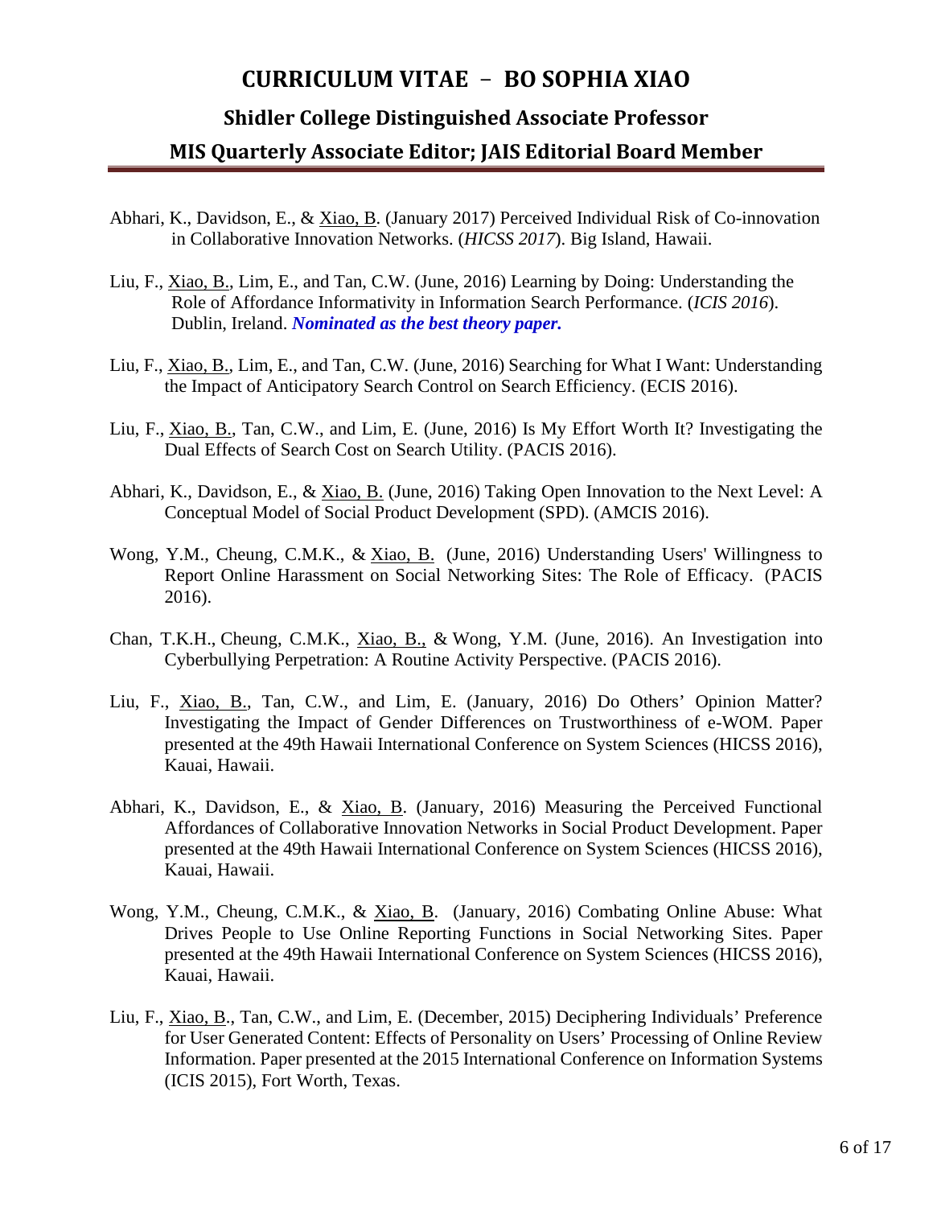Abhari, K., Davidson, E., & Xiao, B. (January 2017) Perceived Individual Risk of Co-innovation in Collaborative Innovation Networks. (*HICSS 2017*). Big Island, Hawaii.

Liu, F., Xiao, B., Lim, E., and Tan, C.W. (June, 2016) Learning by Doing: Understanding the Role of Affordance Informativity in Information Search Performance. (*ICIS 2016*). Dublin, Ireland. ***Nominated as the best theory paper.***

Liu, F., Xiao, B., Lim, E., and Tan, C.W. (June, 2016) Searching for What I Want: Understanding the Impact of Anticipatory Search Control on Search Efficiency. (ECIS 2016).

Liu, F., Xiao, B., Tan, C.W., and Lim, E. (June, 2016) Is My Effort Worth It? Investigating the Dual Effects of Search Cost on Search Utility. (PACIS 2016).

Abhari, K., Davidson, E., & Xiao, B. (June, 2016) Taking Open Innovation to the Next Level: A Conceptual Model of Social Product Development (SPD). (AMCIS 2016).

Wong, Y.M., Cheung, C.M.K., & Xiao, B. (June, 2016) Understanding Users' Willingness to Report Online Harassment on Social Networking Sites: The Role of Efficacy. (PACIS 2016).

Chan, T.K.H., Cheung, C.M.K., Xiao, B., & Wong, Y.M. (June, 2016). An Investigation into Cyberbullying Perpetration: A Routine Activity Perspective. (PACIS 2016).

Liu, F., Xiao, B., Tan, C.W., and Lim, E. (January, 2016) Do Others' Opinion Matter? Investigating the Impact of Gender Differences on Trustworthiness of e-WOM. Paper presented at the 49th Hawaii International Conference on System Sciences (HICSS 2016), Kauai, Hawaii.

Abhari, K., Davidson, E., & Xiao, B. (January, 2016) Measuring the Perceived Functional Affordances of Collaborative Innovation Networks in Social Product Development. Paper presented at the 49th Hawaii International Conference on System Sciences (HICSS 2016), Kauai, Hawaii.

Wong, Y.M., Cheung, C.M.K., & Xiao, B. (January, 2016) Combating Online Abuse: What Drives People to Use Online Reporting Functions in Social Networking Sites. Paper presented at the 49th Hawaii International Conference on System Sciences (HICSS 2016), Kauai, Hawaii.

Liu, F., Xiao, B., Tan, C.W., and Lim, E. (December, 2015) Deciphering Individuals' Preference for User Generated Content: Effects of Personality on Users' Processing of Online Review Information. Paper presented at the 2015 International Conference on Information Systems (ICIS 2015), Fort Worth, Texas.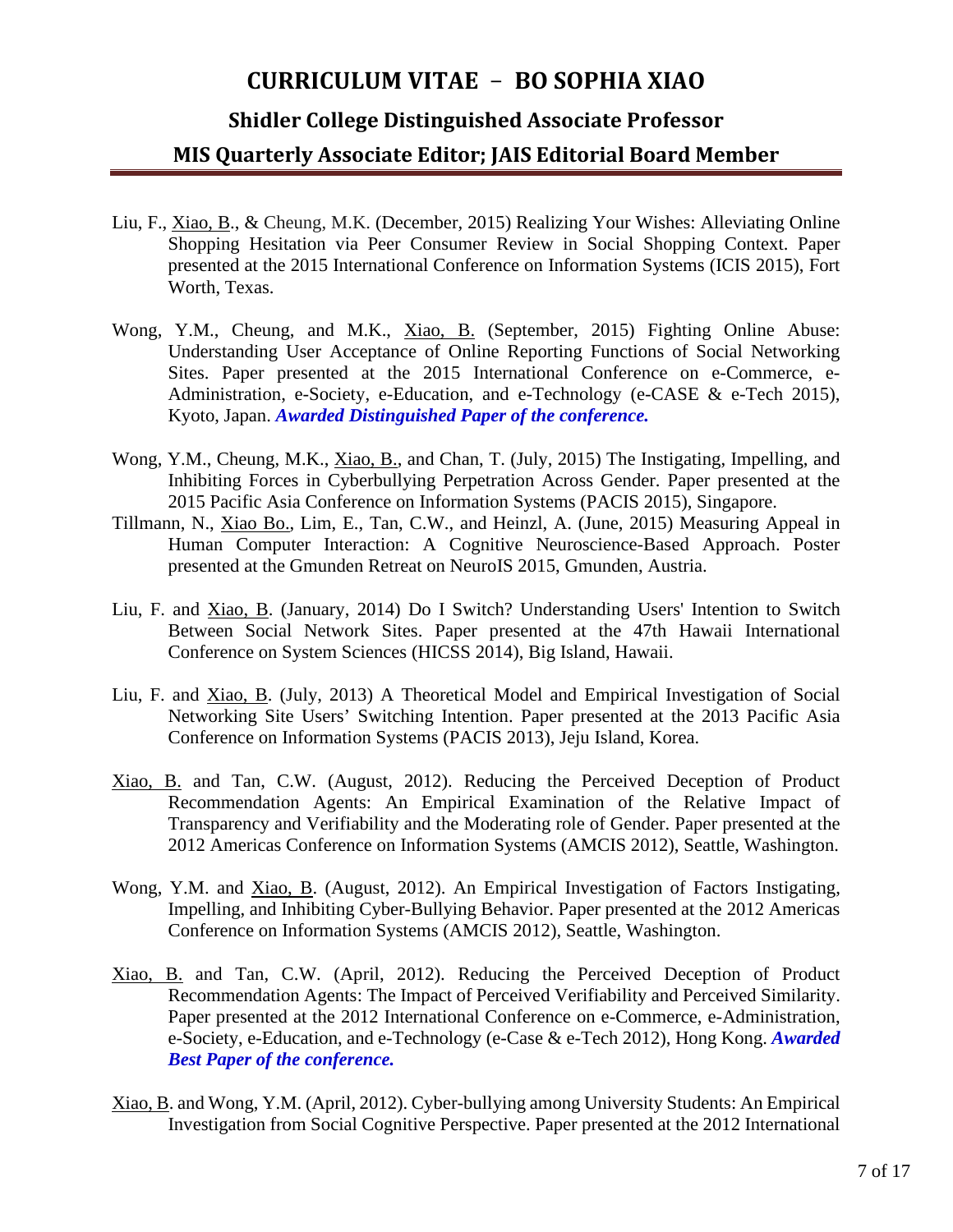# CURRICULUM VITAE – BO SOPHIA XIAO

## Shidler College Distinguished Associate Professor

## MIS Quarterly Associate Editor; JAIS Editorial Board Member

Liu, F., Xiao, B., & Cheung, M.K. (December, 2015) Realizing Your Wishes: Alleviating Online Shopping Hesitation via Peer Consumer Review in Social Shopping Context. Paper presented at the 2015 International Conference on Information Systems (ICIS 2015), Fort Worth, Texas.

Wong, Y.M., Cheung, and M.K., Xiao, B. (September, 2015) Fighting Online Abuse: Understanding User Acceptance of Online Reporting Functions of Social Networking Sites. Paper presented at the 2015 International Conference on e-Commerce, e-Administration, e-Society, e-Education, and e-Technology (e-CASE & e-Tech 2015), Kyoto, Japan. ***Awarded Distinguished Paper of the conference.***

Wong, Y.M., Cheung, M.K., Xiao, B., and Chan, T. (July, 2015) The Instigating, Impelling, and Inhibiting Forces in Cyberbullying Perpetration Across Gender. Paper presented at the 2015 Pacific Asia Conference on Information Systems (PACIS 2015), Singapore.

Tillmann, N., Xiao Bo., Lim, E., Tan, C.W., and Heinzl, A. (June, 2015) Measuring Appeal in Human Computer Interaction: A Cognitive Neuroscience-Based Approach. Poster presented at the Gmunden Retreat on NeuroIS 2015, Gmunden, Austria.

Liu, F. and Xiao, B. (January, 2014) Do I Switch? Understanding Users' Intention to Switch Between Social Network Sites. Paper presented at the 47th Hawaii International Conference on System Sciences (HICSS 2014), Big Island, Hawaii.

Liu, F. and Xiao, B. (July, 2013) A Theoretical Model and Empirical Investigation of Social Networking Site Users' Switching Intention. Paper presented at the 2013 Pacific Asia Conference on Information Systems (PACIS 2013), Jeju Island, Korea.

Xiao, B. and Tan, C.W. (August, 2012). Reducing the Perceived Deception of Product Recommendation Agents: An Empirical Examination of the Relative Impact of Transparency and Verifiability and the Moderating role of Gender. Paper presented at the 2012 Americas Conference on Information Systems (AMCIS 2012), Seattle, Washington.

Wong, Y.M. and Xiao, B. (August, 2012). An Empirical Investigation of Factors Instigating, Impelling, and Inhibiting Cyber-Bullying Behavior. Paper presented at the 2012 Americas Conference on Information Systems (AMCIS 2012), Seattle, Washington.

Xiao, B. and Tan, C.W. (April, 2012). Reducing the Perceived Deception of Product Recommendation Agents: The Impact of Perceived Verifiability and Perceived Similarity. Paper presented at the 2012 International Conference on e-Commerce, e-Administration, e-Society, e-Education, and e-Technology (e-Case & e-Tech 2012), Hong Kong. ***Awarded Best Paper of the conference.***

Xiao, B. and Wong, Y.M. (April, 2012). Cyber-bullying among University Students: An Empirical Investigation from Social Cognitive Perspective. Paper presented at the 2012 International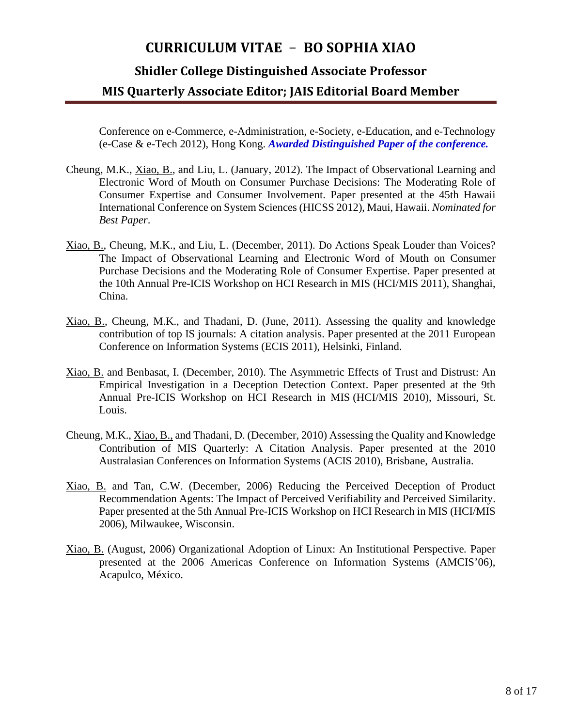Conference on e-Commerce, e-Administration, e-Society, e-Education, and e-Technology (e-Case & e-Tech 2012), Hong Kong. ***Awarded Distinguished Paper of the conference.***

Cheung, M.K., Xiao, B., and Liu, L. (January, 2012). The Impact of Observational Learning and Electronic Word of Mouth on Consumer Purchase Decisions: The Moderating Role of Consumer Expertise and Consumer Involvement. Paper presented at the 45th Hawaii International Conference on System Sciences (HICSS 2012), Maui, Hawaii. *Nominated for Best Paper*.

Xiao, B., Cheung, M.K., and Liu, L. (December, 2011). Do Actions Speak Louder than Voices? The Impact of Observational Learning and Electronic Word of Mouth on Consumer Purchase Decisions and the Moderating Role of Consumer Expertise. Paper presented at the 10th Annual Pre-ICIS Workshop on HCI Research in MIS (HCI/MIS 2011), Shanghai, China.

Xiao, B., Cheung, M.K., and Thadani, D. (June, 2011). Assessing the quality and knowledge contribution of top IS journals: A citation analysis. Paper presented at the 2011 European Conference on Information Systems (ECIS 2011), Helsinki, Finland.

Xiao, B. and Benbasat, I. (December, 2010). The Asymmetric Effects of Trust and Distrust: An Empirical Investigation in a Deception Detection Context. Paper presented at the 9th Annual Pre-ICIS Workshop on HCI Research in MIS (HCI/MIS 2010), Missouri, St. Louis.

Cheung, M.K., Xiao, B., and Thadani, D. (December, 2010) Assessing the Quality and Knowledge Contribution of MIS Quarterly: A Citation Analysis. Paper presented at the 2010 Australasian Conferences on Information Systems (ACIS 2010), Brisbane, Australia.

Xiao, B. and Tan, C.W. (December, 2006) Reducing the Perceived Deception of Product Recommendation Agents: The Impact of Perceived Verifiability and Perceived Similarity. Paper presented at the 5th Annual Pre-ICIS Workshop on HCI Research in MIS (HCI/MIS 2006), Milwaukee, Wisconsin.

Xiao, B. (August, 2006) Organizational Adoption of Linux: An Institutional Perspective. Paper presented at the 2006 Americas Conference on Information Systems (AMCIS'06), Acapulco, México.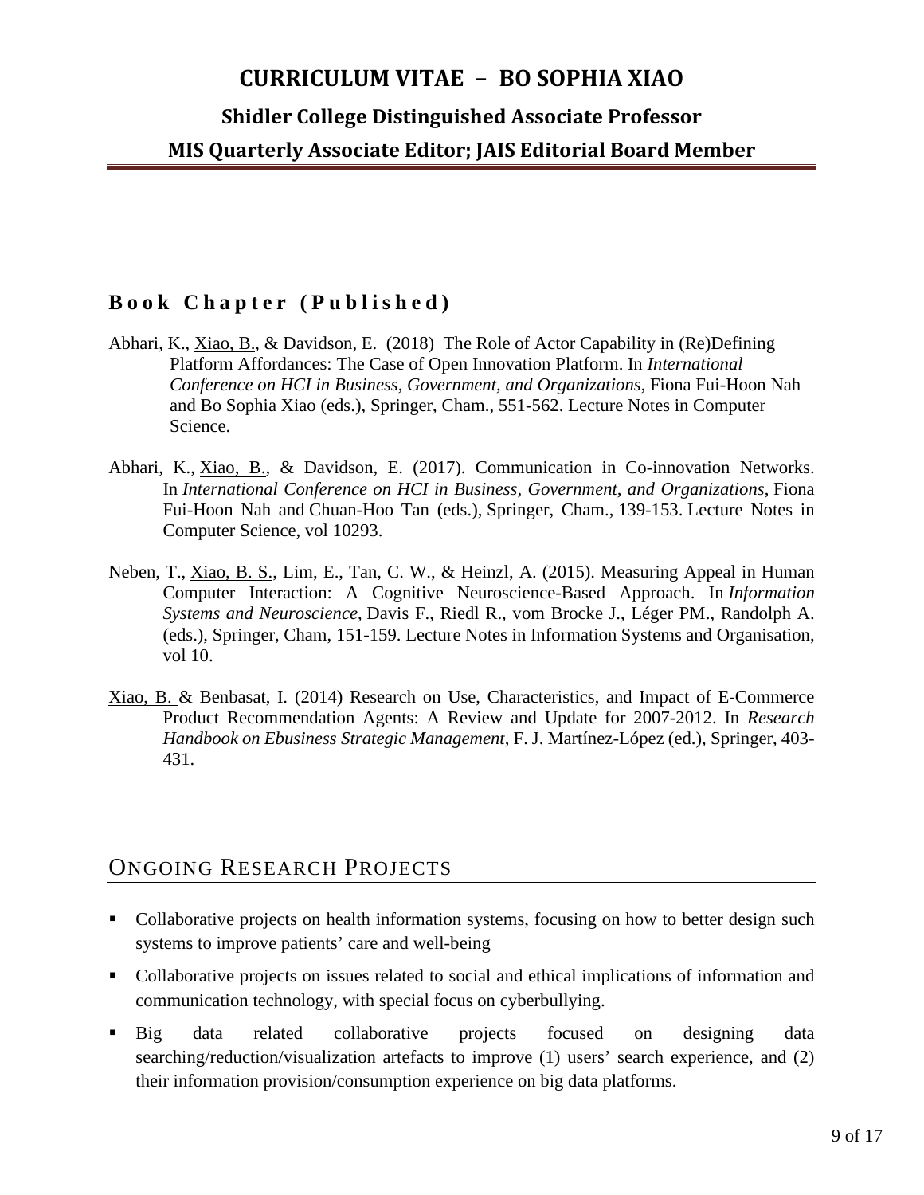## Book Chapter (Published)

Abhari, K., <u>Xiao, B.</u>, & Davidson, E. (2018) The Role of Actor Capability in (Re)Defining Platform Affordances: The Case of Open Innovation Platform. In *International Conference on HCI in Business, Government, and Organizations*, Fiona Fui-Hoon Nah and Bo Sophia Xiao (eds.), Springer, Cham., 551-562. Lecture Notes in Computer Science.

Abhari, K., <u>Xiao, B.</u>, & Davidson, E. (2017). Communication in Co-innovation Networks. In *International Conference on HCI in Business, Government, and Organizations*, Fiona Fui-Hoon Nah and Chuan-Hoo Tan (eds.), Springer, Cham., 139-153. Lecture Notes in Computer Science, vol 10293.

Neben, T., <u>Xiao, B. S.</u>, Lim, E., Tan, C. W., & Heinzl, A. (2015). Measuring Appeal in Human Computer Interaction: A Cognitive Neuroscience-Based Approach. In *Information Systems and Neuroscience*, Davis F., Riedl R., vom Brocke J., Léger PM., Randolph A. (eds.), Springer, Cham, 151-159. Lecture Notes in Information Systems and Organisation, vol 10.

<u>Xiao, B.</u> & Benbasat, I. (2014) Research on Use, Characteristics, and Impact of E-Commerce Product Recommendation Agents: A Review and Update for 2007-2012. In *Research Handbook on Ebusiness Strategic Management*, F. J. Martínez-López (ed.), Springer, 403-431.

## Ongoing Research Projects

- Collaborative projects on health information systems, focusing on how to better design such systems to improve patients' care and well-being
- Collaborative projects on issues related to social and ethical implications of information and communication technology, with special focus on cyberbullying.
- Big data related collaborative projects focused on designing data searching/reduction/visualization artefacts to improve (1) users' search experience, and (2) their information provision/consumption experience on big data platforms.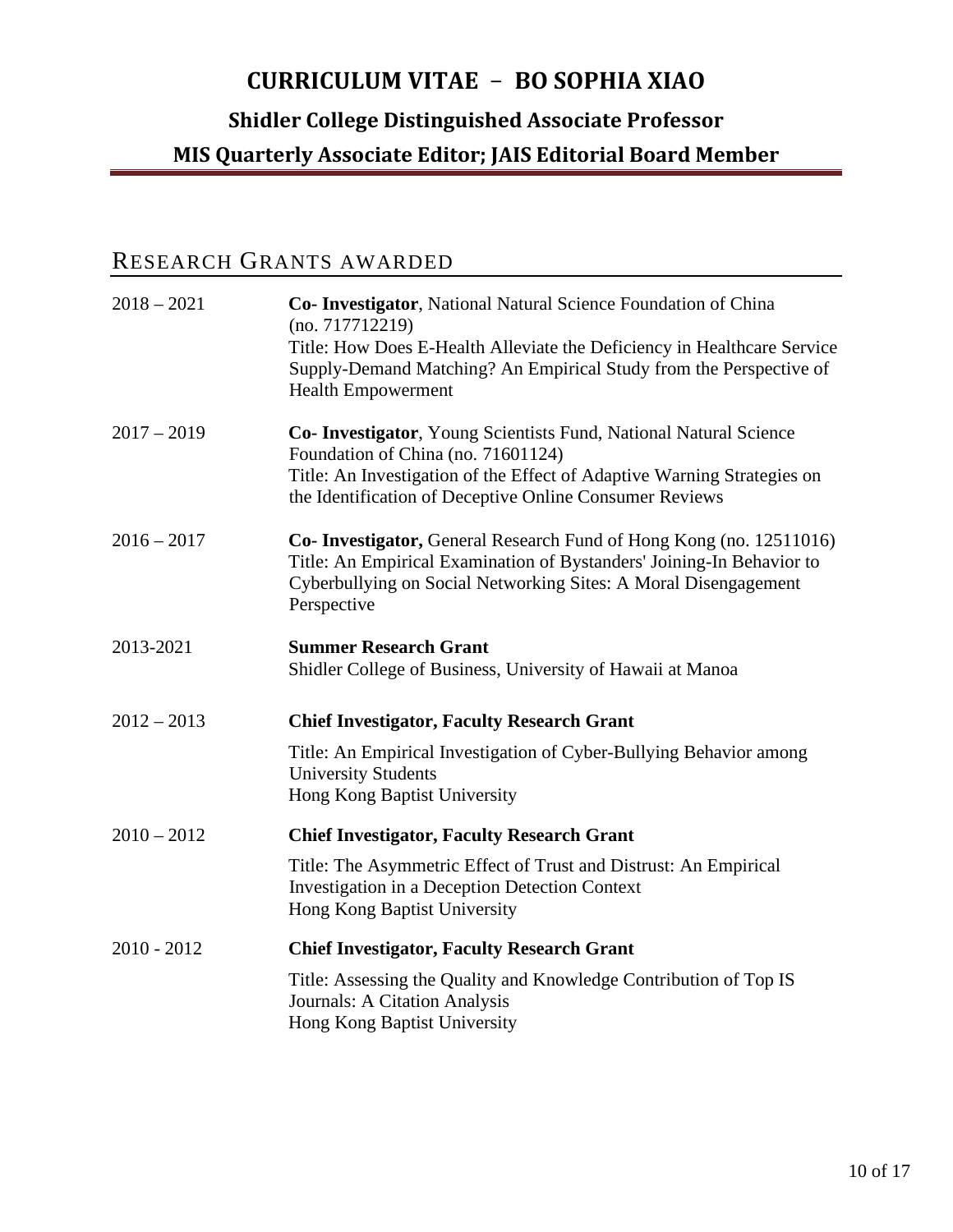## RESEARCH GRANTS AWARDED

2018 – 2021 **Co- Investigator**, National Natural Science Foundation of China (no. 717712219)
Title: How Does E-Health Alleviate the Deficiency in Healthcare Service Supply-Demand Matching? An Empirical Study from the Perspective of Health Empowerment

2017 – 2019 **Co- Investigator**, Young Scientists Fund, National Natural Science Foundation of China (no. 71601124)
Title: An Investigation of the Effect of Adaptive Warning Strategies on the Identification of Deceptive Online Consumer Reviews

2016 – 2017 **Co- Investigator,** General Research Fund of Hong Kong (no. 12511016)
Title: An Empirical Examination of Bystanders' Joining-In Behavior to Cyberbullying on Social Networking Sites: A Moral Disengagement Perspective

2013-2021 **Summer Research Grant**
Shidler College of Business, University of Hawaii at Manoa

2012 – 2013 **Chief Investigator, Faculty Research Grant**
Title: An Empirical Investigation of Cyber-Bullying Behavior among University Students
Hong Kong Baptist University

2010 – 2012 **Chief Investigator, Faculty Research Grant**
Title: The Asymmetric Effect of Trust and Distrust: An Empirical Investigation in a Deception Detection Context
Hong Kong Baptist University

2010 - 2012 **Chief Investigator, Faculty Research Grant**
Title: Assessing the Quality and Knowledge Contribution of Top IS Journals: A Citation Analysis
Hong Kong Baptist University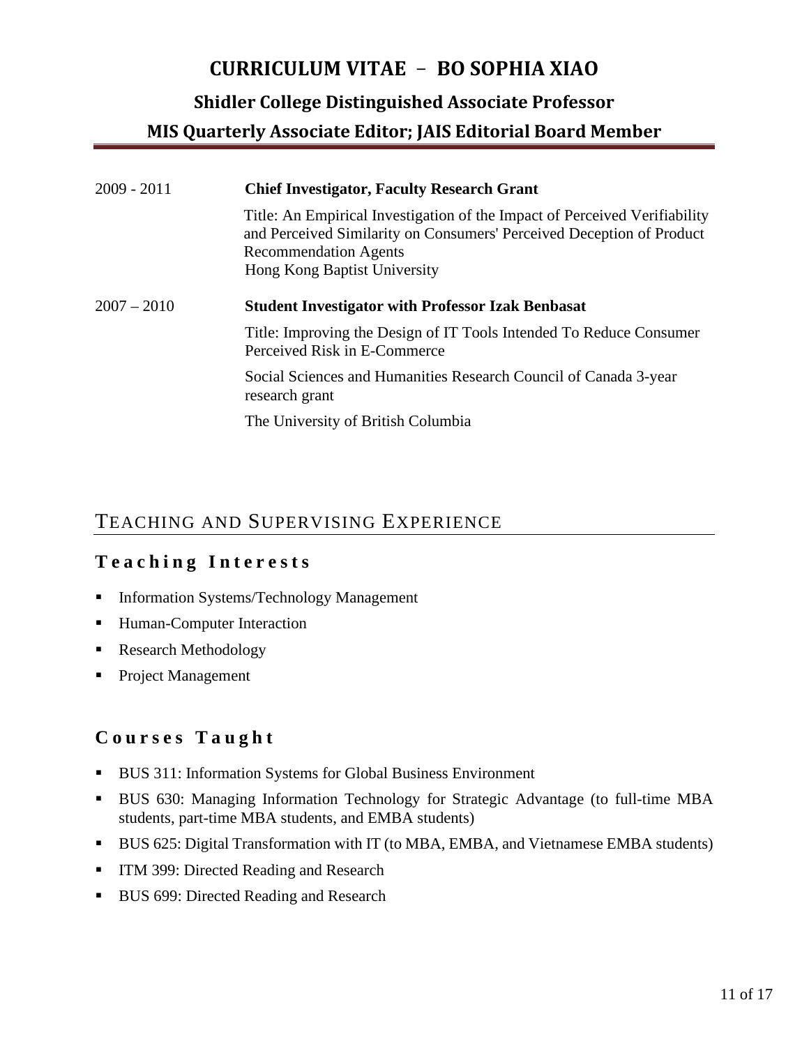| | |
|---|---|
| 2009 - 2011 | **Chief Investigator, Faculty Research Grant**<br>Title: An Empirical Investigation of the Impact of Perceived Verifiability and Perceived Similarity on Consumers' Perceived Deception of Product Recommendation Agents<br>Hong Kong Baptist University |
| 2007 – 2010 | **Student Investigator with Professor Izak Benbasat**<br>Title: Improving the Design of IT Tools Intended To Reduce Consumer Perceived Risk in E-Commerce<br>Social Sciences and Humanities Research Council of Canada 3-year research grant<br>The University of British Columbia |

## TEACHING AND SUPERVISING EXPERIENCE

### Teaching Interests

- Information Systems/Technology Management
- Human-Computer Interaction
- Research Methodology
- Project Management

### Courses Taught

- BUS 311: Information Systems for Global Business Environment
- BUS 630: Managing Information Technology for Strategic Advantage (to full-time MBA students, part-time MBA students, and EMBA students)
- BUS 625: Digital Transformation with IT (to MBA, EMBA, and Vietnamese EMBA students)
- ITM 399: Directed Reading and Research
- BUS 699: Directed Reading and Research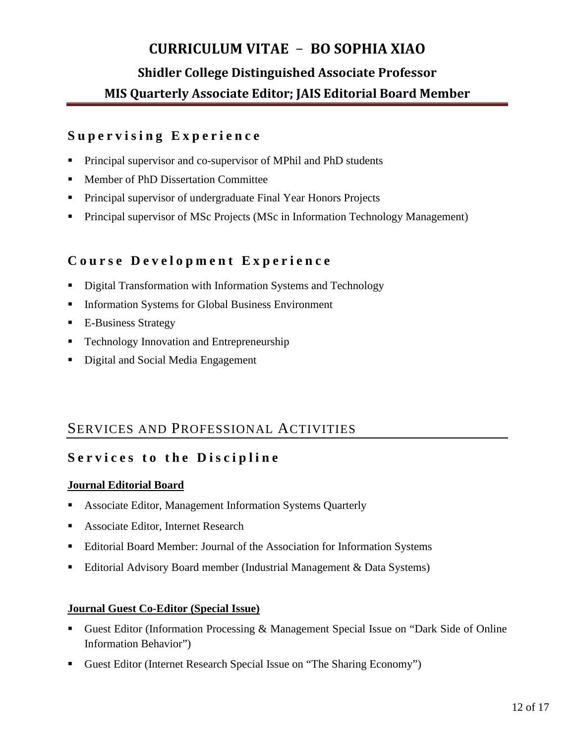## Supervising Experience

- Principal supervisor and co-supervisor of MPhil and PhD students
- Member of PhD Dissertation Committee
- Principal supervisor of undergraduate Final Year Honors Projects
- Principal supervisor of MSc Projects (MSc in Information Technology Management)

## Course Development Experience

- Digital Transformation with Information Systems and Technology
- Information Systems for Global Business Environment
- E-Business Strategy
- Technology Innovation and Entrepreneurship
- Digital and Social Media Engagement

# SERVICES AND PROFESSIONAL ACTIVITIES

## Services to the Discipline

**Journal Editorial Board**

- Associate Editor, Management Information Systems Quarterly
- Associate Editor, Internet Research
- Editorial Board Member: Journal of the Association for Information Systems
- Editorial Advisory Board member (Industrial Management & Data Systems)

**Journal Guest Co-Editor (Special Issue)**

- Guest Editor (Information Processing & Management Special Issue on "Dark Side of Online Information Behavior")
- Guest Editor (Internet Research Special Issue on "The Sharing Economy")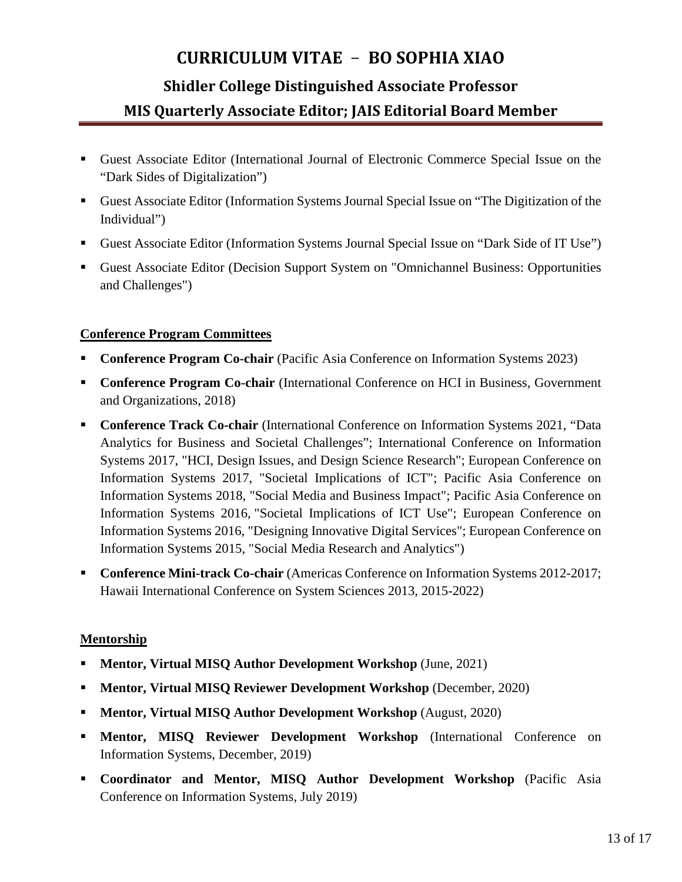- Guest Associate Editor (International Journal of Electronic Commerce Special Issue on the "Dark Sides of Digitalization")
- Guest Associate Editor (Information Systems Journal Special Issue on "The Digitization of the Individual")
- Guest Associate Editor (Information Systems Journal Special Issue on "Dark Side of IT Use")
- Guest Associate Editor (Decision Support System on "Omnichannel Business: Opportunities and Challenges")

## Conference Program Committees

- **Conference Program Co-chair** (Pacific Asia Conference on Information Systems 2023)
- **Conference Program Co-chair** (International Conference on HCI in Business, Government and Organizations, 2018)
- **Conference Track Co-chair** (International Conference on Information Systems 2021, "Data Analytics for Business and Societal Challenges"; International Conference on Information Systems 2017, "HCI, Design Issues, and Design Science Research"; European Conference on Information Systems 2017, "Societal Implications of ICT"; Pacific Asia Conference on Information Systems 2018, "Social Media and Business Impact"; Pacific Asia Conference on Information Systems 2016, "Societal Implications of ICT Use"; European Conference on Information Systems 2016, "Designing Innovative Digital Services"; European Conference on Information Systems 2015, "Social Media Research and Analytics")
- **Conference Mini-track Co-chair** (Americas Conference on Information Systems 2012-2017; Hawaii International Conference on System Sciences 2013, 2015-2022)

## Mentorship

- **Mentor, Virtual MISQ Author Development Workshop** (June, 2021)
- **Mentor, Virtual MISQ Reviewer Development Workshop** (December, 2020)
- **Mentor, Virtual MISQ Author Development Workshop** (August, 2020)
- **Mentor, MISQ Reviewer Development Workshop** (International Conference on Information Systems, December, 2019)
- **Coordinator and Mentor, MISQ Author Development Workshop** (Pacific Asia Conference on Information Systems, July 2019)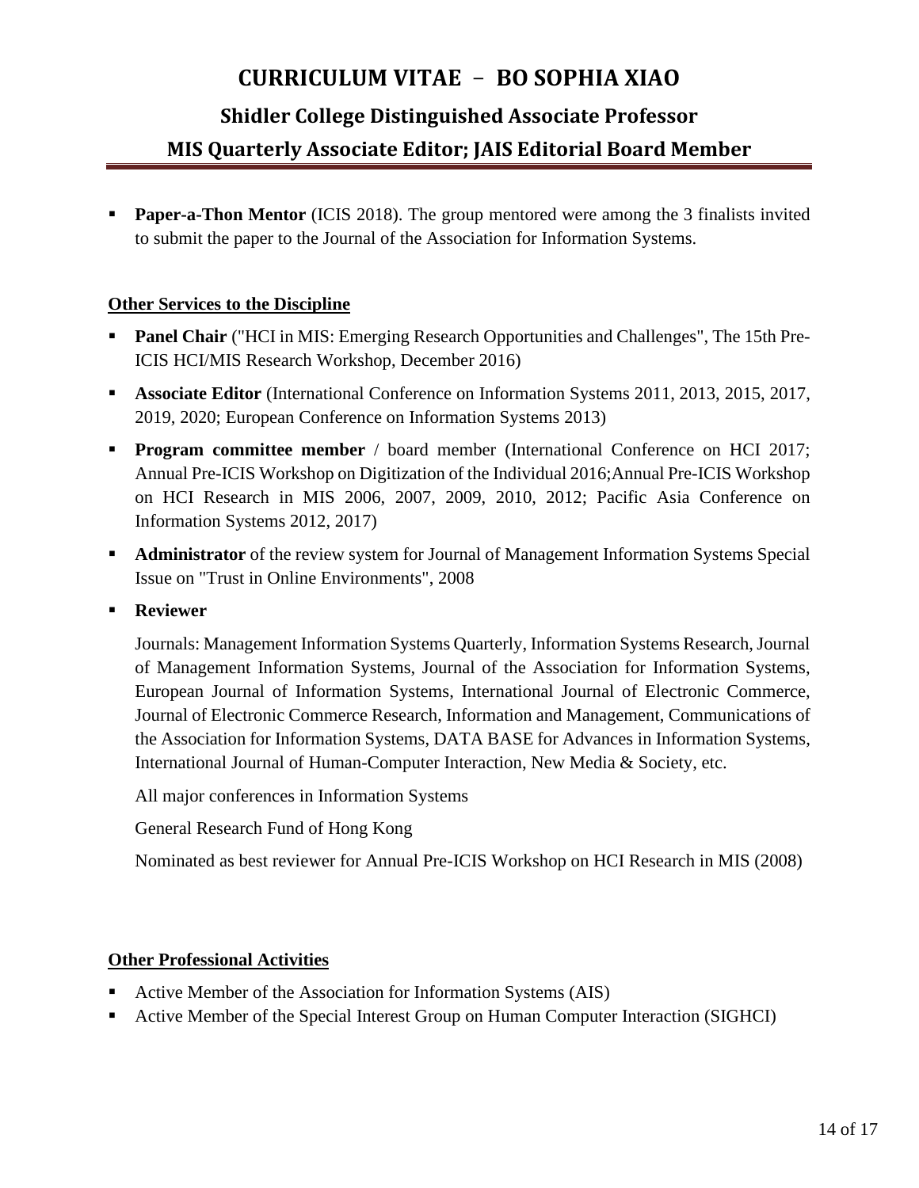- **Paper-a-Thon Mentor** (ICIS 2018). The group mentored were among the 3 finalists invited to submit the paper to the Journal of the Association for Information Systems.

**Other Services to the Discipline**

- **Panel Chair** ("HCI in MIS: Emerging Research Opportunities and Challenges", The 15th Pre-ICIS HCI/MIS Research Workshop, December 2016)
- **Associate Editor** (International Conference on Information Systems 2011, 2013, 2015, 2017, 2019, 2020; European Conference on Information Systems 2013)
- **Program committee member** / board member (International Conference on HCI 2017; Annual Pre-ICIS Workshop on Digitization of the Individual 2016;Annual Pre-ICIS Workshop on HCI Research in MIS 2006, 2007, 2009, 2010, 2012; Pacific Asia Conference on Information Systems 2012, 2017)
- **Administrator** of the review system for Journal of Management Information Systems Special Issue on "Trust in Online Environments", 2008
- **Reviewer**

  Journals: Management Information Systems Quarterly, Information Systems Research, Journal of Management Information Systems, Journal of the Association for Information Systems, European Journal of Information Systems, International Journal of Electronic Commerce, Journal of Electronic Commerce Research, Information and Management, Communications of the Association for Information Systems, DATA BASE for Advances in Information Systems, International Journal of Human-Computer Interaction, New Media & Society, etc.

  All major conferences in Information Systems

  General Research Fund of Hong Kong

  Nominated as best reviewer for Annual Pre-ICIS Workshop on HCI Research in MIS (2008)

**Other Professional Activities**

- Active Member of the Association for Information Systems (AIS)
- Active Member of the Special Interest Group on Human Computer Interaction (SIGHCI)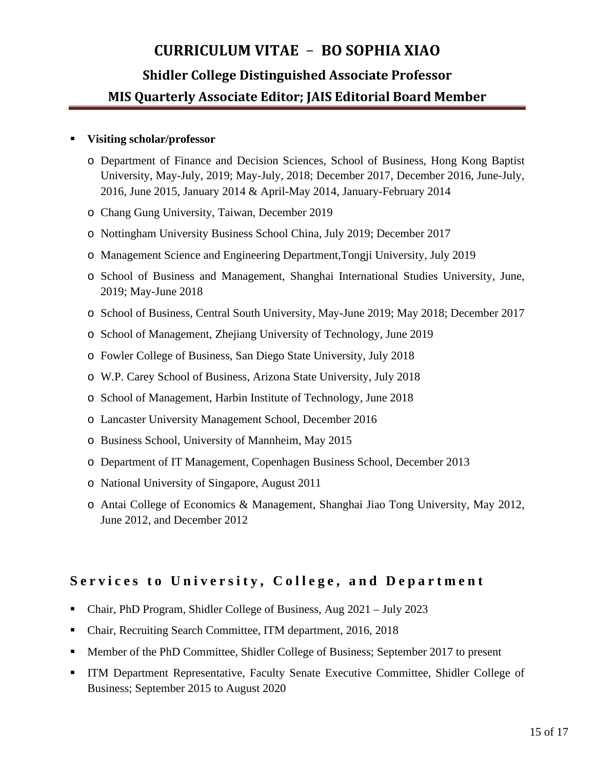- **Visiting scholar/professor**
    - Department of Finance and Decision Sciences, School of Business, Hong Kong Baptist University, May-July, 2019; May-July, 2018; December 2017, December 2016, June-July, 2016, June 2015, January 2014 & April-May 2014, January-February 2014
    - Chang Gung University, Taiwan, December 2019
    - Nottingham University Business School China, July 2019; December 2017
    - Management Science and Engineering Department,Tongji University, July 2019
    - School of Business and Management, Shanghai International Studies University, June, 2019; May-June 2018
    - School of Business, Central South University, May-June 2019; May 2018; December 2017
    - School of Management, Zhejiang University of Technology, June 2019
    - Fowler College of Business, San Diego State University, July 2018
    - W.P. Carey School of Business, Arizona State University, July 2018
    - School of Management, Harbin Institute of Technology, June 2018
    - Lancaster University Management School, December 2016
    - Business School, University of Mannheim, May 2015
    - Department of IT Management, Copenhagen Business School, December 2013
    - National University of Singapore, August 2011
    - Antai College of Economics & Management, Shanghai Jiao Tong University, May 2012, June 2012, and December 2012

## Services to University, College, and Department

- Chair, PhD Program, Shidler College of Business, Aug 2021 – July 2023
- Chair, Recruiting Search Committee, ITM department, 2016, 2018
- Member of the PhD Committee, Shidler College of Business; September 2017 to present
- ITM Department Representative, Faculty Senate Executive Committee, Shidler College of Business; September 2015 to August 2020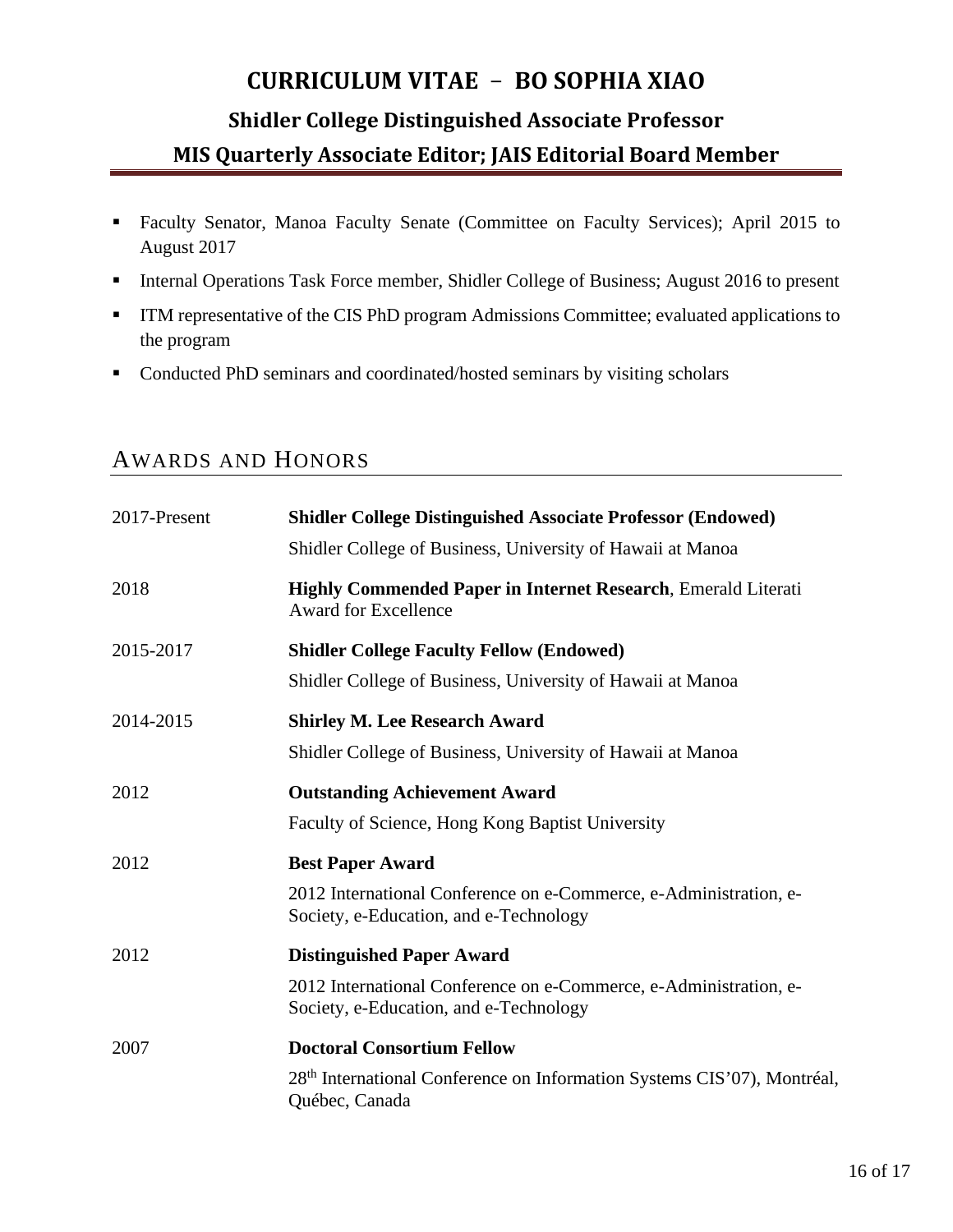# CURRICULUM VITAE – BO SOPHIA XIAO

## Shidler College Distinguished Associate Professor

## MIS Quarterly Associate Editor; JAIS Editorial Board Member

- Faculty Senator, Manoa Faculty Senate (Committee on Faculty Services); April 2015 to August 2017
- Internal Operations Task Force member, Shidler College of Business; August 2016 to present
- ITM representative of the CIS PhD program Admissions Committee; evaluated applications to the program
- Conducted PhD seminars and coordinated/hosted seminars by visiting scholars

## AWARDS AND HONORS

| | |
|---|---|
| 2017-Present | **Shidler College Distinguished Associate Professor (Endowed)**<br>Shidler College of Business, University of Hawaii at Manoa |
| 2018 | **Highly Commended Paper in Internet Research**, Emerald Literati Award for Excellence |
| 2015-2017 | **Shidler College Faculty Fellow (Endowed)**<br>Shidler College of Business, University of Hawaii at Manoa |
| 2014-2015 | **Shirley M. Lee Research Award**<br>Shidler College of Business, University of Hawaii at Manoa |
| 2012 | **Outstanding Achievement Award**<br>Faculty of Science, Hong Kong Baptist University |
| 2012 | **Best Paper Award**<br>2012 International Conference on e-Commerce, e-Administration, e-Society, e-Education, and e-Technology |
| 2012 | **Distinguished Paper Award**<br>2012 International Conference on e-Commerce, e-Administration, e-Society, e-Education, and e-Technology |
| 2007 | **Doctoral Consortium Fellow**<br>28th International Conference on Information Systems CIS'07), Montréal, Québec, Canada |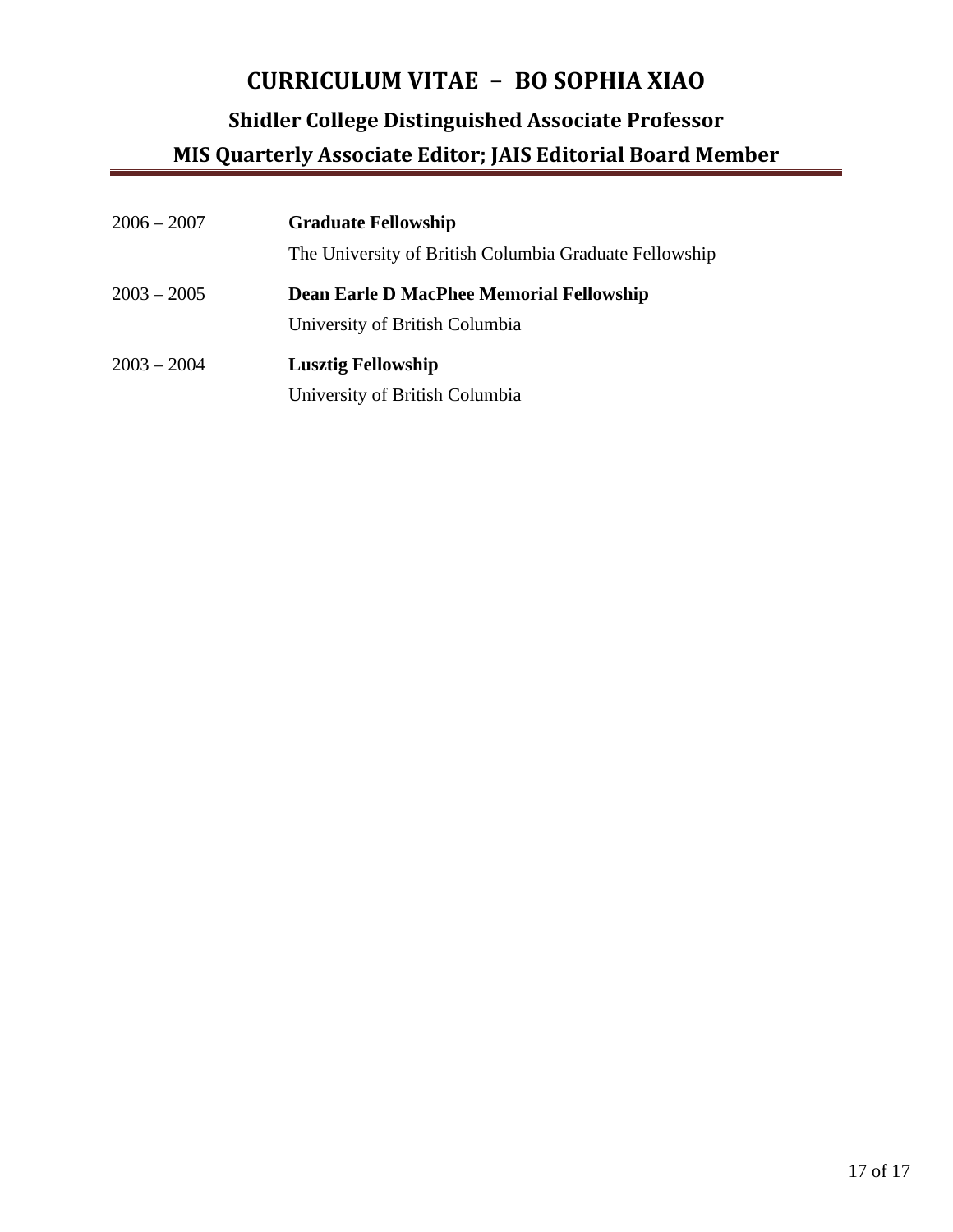| | |
|---|---|
| 2006 – 2007 | **Graduate Fellowship**<br>The University of British Columbia Graduate Fellowship |
| 2003 – 2005 | **Dean Earle D MacPhee Memorial Fellowship**<br>University of British Columbia |
| 2003 – 2004 | **Lusztig Fellowship**<br>University of British Columbia |